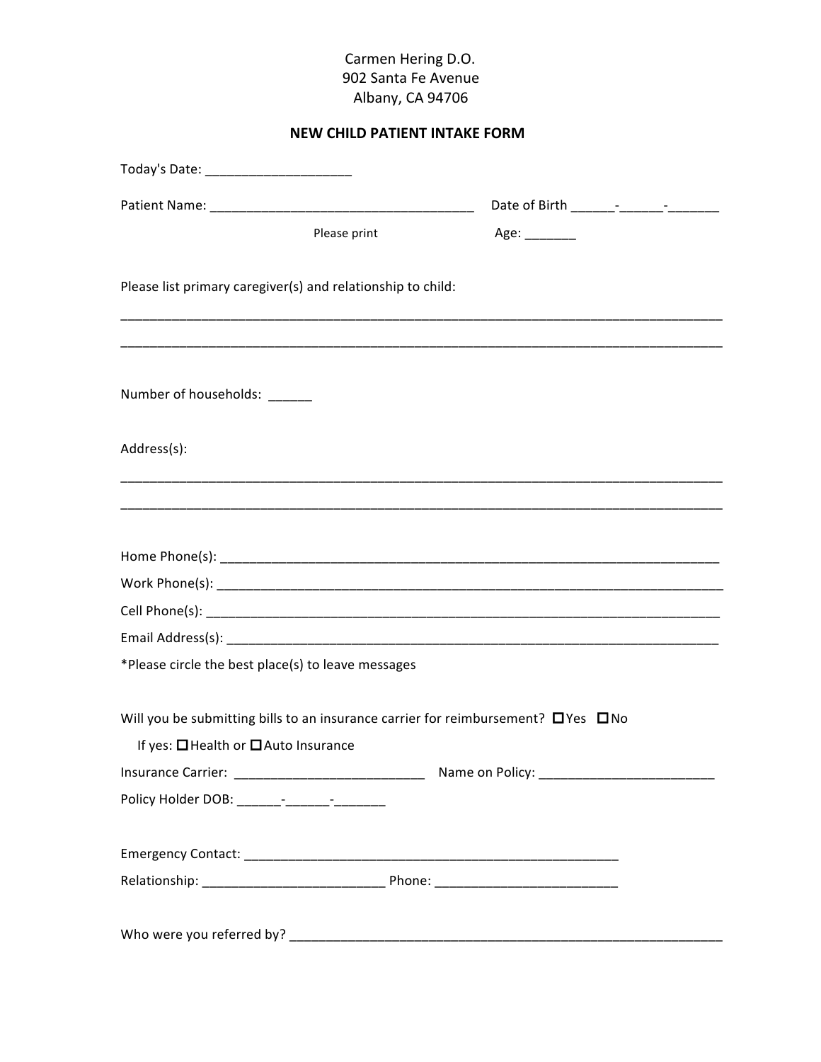Carmen Hering D.O.
902 Santa Fe Avenue
Albany, CA 94706

**NEW CHILD PATIENT INTAKE FORM**

Today's Date: ____________________

Patient Name: _____________________________________ Date of Birth ______-______-_______

Please print Age: _______

Please list primary caregiver(s) and relationship to child:

_____________________________________________________________________________________

_____________________________________________________________________________________

Number of households: ______

Address(s):

_____________________________________________________________________________________

_____________________________________________________________________________________

Home Phone(s): _______________________________________________________________________

Work Phone(s): _______________________________________________________________________

Cell Phone(s): ________________________________________________________________________

Email Address(s): _____________________________________________________________________

*Please circle the best place(s) to leave messages

Will you be submitting bills to an insurance carrier for reimbursement? ☐ Yes ☐ No

If yes: ☐ Health or ☐ Auto Insurance

Insurance Carrier: ___________________________ Name on Policy: _________________________

Policy Holder DOB: ______-______-_______

Emergency Contact: _____________________________________________________

Relationship: _________________________ Phone: _________________________

Who were you referred by? _______________________________________________________________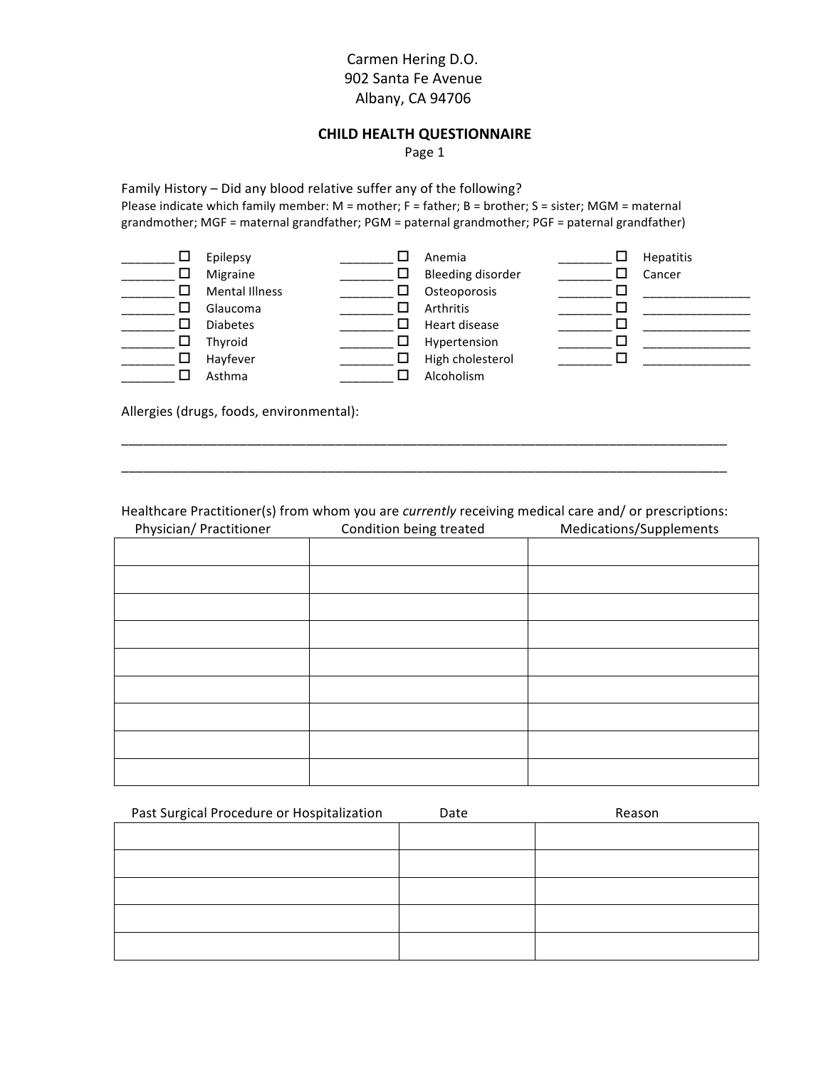Carmen Hering D.O.
902 Santa Fe Avenue
Albany, CA 94706

## CHILD HEALTH QUESTIONNAIRE

Page 1

Family History – Did any blood relative suffer any of the following?
Please indicate which family member: M = mother; F = father; B = brother; S = sister; MGM = maternal grandmother; MGF = maternal grandfather; PGM = paternal grandmother; PGF = paternal grandfather)

| | | | | | | | | |
|---|---|---|---|---|---|---|---|---|
| ________ | ☐ | Epilepsy | ________ | ☐ | Anemia | ________ | ☐ | Hepatitis |
| ________ | ☐ | Migraine | ________ | ☐ | Bleeding disorder | ________ | ☐ | Cancer |
| ________ | ☐ | Mental Illness | ________ | ☐ | Osteoporosis | ________ | ☐ | _______________ |
| ________ | ☐ | Glaucoma | ________ | ☐ | Arthritis | ________ | ☐ | _______________ |
| ________ | ☐ | Diabetes | ________ | ☐ | Heart disease | ________ | ☐ | _______________ |
| ________ | ☐ | Thyroid | ________ | ☐ | Hypertension | ________ | ☐ | _______________ |
| ________ | ☐ | Hayfever | ________ | ☐ | High cholesterol | ________ | ☐ | _______________ |
| ________ | ☐ | Asthma | ________ | ☐ | Alcoholism | | | |

Allergies (drugs, foods, environmental):

________________________________________________________________________________

________________________________________________________________________________

Healthcare Practitioner(s) from whom you are *currently* receiving medical care and/ or prescriptions:

| Physician/ Practitioner | Condition being treated | Medications/Supplements |
|---|---|---|
| | | |
| | | |
| | | |
| | | |
| | | |
| | | |
| | | |
| | | |
| | | |

| Past Surgical Procedure or Hospitalization | Date | Reason |
|---|---|---|
| | | |
| | | |
| | | |
| | | |
| | | |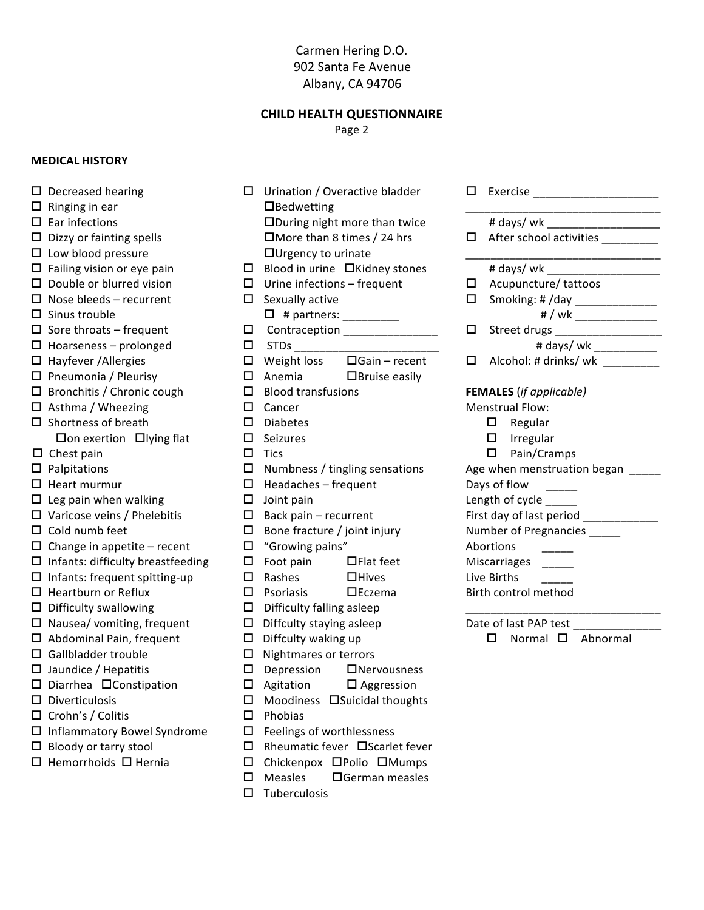Carmen Hering D.O.
902 Santa Fe Avenue
Albany, CA 94706

## CHILD HEALTH QUESTIONNAIRE

Page 2

### MEDICAL HISTORY

- ☐ Decreased hearing
- ☐ Ringing in ear
- ☐ Ear infections
- ☐ Dizzy or fainting spells
- ☐ Low blood pressure
- ☐ Failing vision or eye pain
- ☐ Double or blurred vision
- ☐ Nose bleeds – recurrent
- ☐ Sinus trouble
- ☐ Sore throats – frequent
- ☐ Hoarseness – prolonged
- ☐ Hayfever /Allergies
- ☐ Pneumonia / Pleurisy
- ☐ Bronchitis / Chronic cough
- ☐ Asthma / Wheezing
- ☐ Shortness of breath
  - ☐on exertion ☐lying flat
- ☐ Chest pain
- ☐ Palpitations
- ☐ Heart murmur
- ☐ Leg pain when walking
- ☐ Varicose veins / Phelebitis
- ☐ Cold numb feet
- ☐ Change in appetite – recent
- ☐ Infants: difficulty breastfeeding
- ☐ Infants: frequent spitting-up
- ☐ Heartburn or Reflux
- ☐ Difficulty swallowing
- ☐ Nausea/ vomiting, frequent
- ☐ Abdominal Pain, frequent
- ☐ Gallbladder trouble
- ☐ Jaundice / Hepatitis
- ☐ Diarrhea ☐Constipation
- ☐ Diverticulosis
- ☐ Crohn's / Colitis
- ☐ Inflammatory Bowel Syndrome
- ☐ Bloody or tarry stool
- ☐ Hemorrhoids ☐ Hernia

- ☐ Urination / Overactive bladder
  - ☐Bedwetting
  - ☐During night more than twice
  - ☐More than 8 times / 24 hrs
  - ☐Urgency to urinate
- ☐ Blood in urine ☐Kidney stones
- ☐ Urine infections – frequent
- ☐ Sexually active
  - ☐ # partners: _________
- ☐ Contraception _______________
- ☐ STDs ________________________
- ☐ Weight loss ☐Gain – recent
- ☐ Anemia ☐Bruise easily
- ☐ Blood transfusions
- ☐ Cancer
- ☐ Diabetes
- ☐ Seizures
- ☐ Tics
- ☐ Numbness / tingling sensations
- ☐ Headaches – frequent
- ☐ Joint pain
- ☐ Back pain – recurrent
- ☐ Bone fracture / joint injury
- ☐ "Growing pains"
- ☐ Foot pain ☐Flat feet
- ☐ Rashes ☐Hives
- ☐ Psoriasis ☐Eczema
- ☐ Difficulty falling asleep
- ☐ Diffculty staying asleep
- ☐ Diffculty waking up
- ☐ Nightmares or terrors
- ☐ Depression ☐Nervousness
- ☐ Agitation ☐ Aggression
- ☐ Moodiness ☐Suicidal thoughts
- ☐ Phobias
- ☐ Feelings of worthlessness
- ☐ Rheumatic fever ☐Scarlet fever
- ☐ Chickenpox ☐Polio ☐Mumps
- ☐ Measles ☐German measles
- ☐ Tuberculosis

- ☐ Exercise ____________________
  _______________________________
  # days/ wk __________________
- ☐ After school activities _________
  _______________________________
  # days/ wk __________________
- ☐ Acupuncture/ tattoos
- ☐ Smoking: # /day _____________
  # / wk _____________
- ☐ Street drugs _________________
  # days/ wk __________
- ☐ Alcohol: # drinks/ wk _________

**FEMALES** *(if applicable)*

Menstrual Flow:

- ☐ Regular
- ☐ Irregular
- ☐ Pain/Cramps

Age when menstruation began _____

Days of flow _____

Length of cycle _____

First day of last period ____________

Number of Pregnancies _____

Abortions _____

Miscarriages _____

Live Births _____

Birth control method

_______________________________

Date of last PAP test ______________

☐ Normal ☐ Abnormal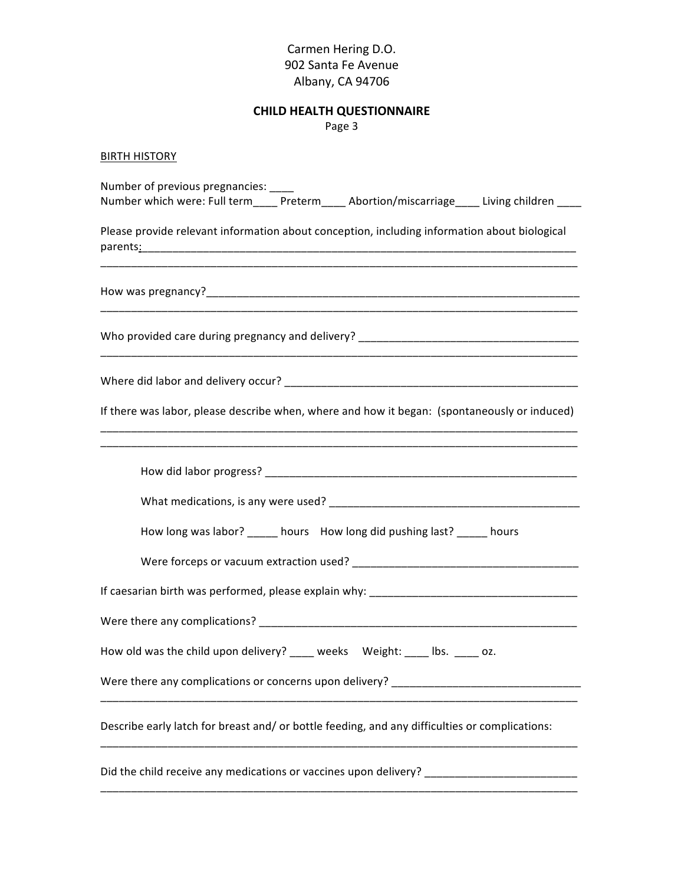Carmen Hering D.O.
902 Santa Fe Avenue
Albany, CA 94706

**CHILD HEALTH QUESTIONNAIRE**

Page 3

BIRTH HISTORY

Number of previous pregnancies: ____
Number which were: Full term____ Preterm____ Abortion/miscarriage____ Living children ____

Please provide relevant information about conception, including information about biological parents:_______________________________________________________________________
_______________________________________________________________________________

How was pregnancy?_____________________________________________________________
_______________________________________________________________________________

Who provided care during pregnancy and delivery? ____________________________________
_______________________________________________________________________________

Where did labor and delivery occur? ________________________________________________

If there was labor, please describe when, where and how it began: (spontaneously or induced)
_______________________________________________________________________________
_______________________________________________________________________________

How did labor progress? ___________________________________________________

What medications, is any were used? _________________________________________

How long was labor? _____ hours How long did pushing last? _____ hours

Were forceps or vacuum extraction used? ______________________________________

If caesarian birth was performed, please explain why: ___________________________________

Were there any complications? ____________________________________________________

How old was the child upon delivery? ____ weeks Weight: ____ lbs. ____ oz.

Were there any complications or concerns upon delivery? _______________________________
_______________________________________________________________________________

Describe early latch for breast and/ or bottle feeding, and any difficulties or complications:
_______________________________________________________________________________

Did the child receive any medications or vaccines upon delivery? _________________________
_______________________________________________________________________________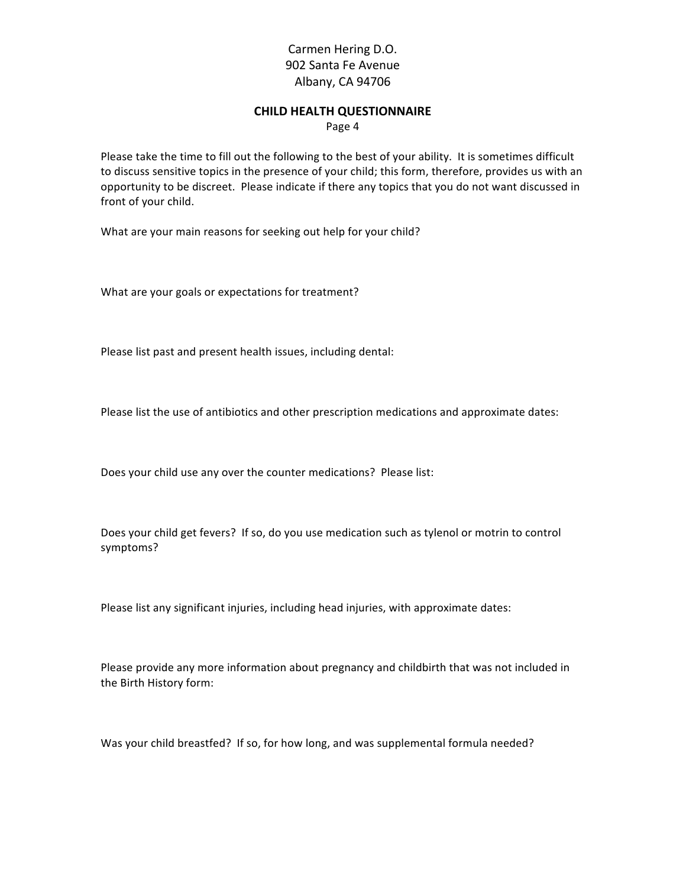Carmen Hering D.O.
902 Santa Fe Avenue
Albany, CA 94706

## CHILD HEALTH QUESTIONNAIRE

Page 4

Please take the time to fill out the following to the best of your ability. It is sometimes difficult to discuss sensitive topics in the presence of your child; this form, therefore, provides us with an opportunity to be discreet. Please indicate if there any topics that you do not want discussed in front of your child.

What are your main reasons for seeking out help for your child?

What are your goals or expectations for treatment?

Please list past and present health issues, including dental:

Please list the use of antibiotics and other prescription medications and approximate dates:

Does your child use any over the counter medications? Please list:

Does your child get fevers? If so, do you use medication such as tylenol or motrin to control symptoms?

Please list any significant injuries, including head injuries, with approximate dates:

Please provide any more information about pregnancy and childbirth that was not included in the Birth History form:

Was your child breastfed? If so, for how long, and was supplemental formula needed?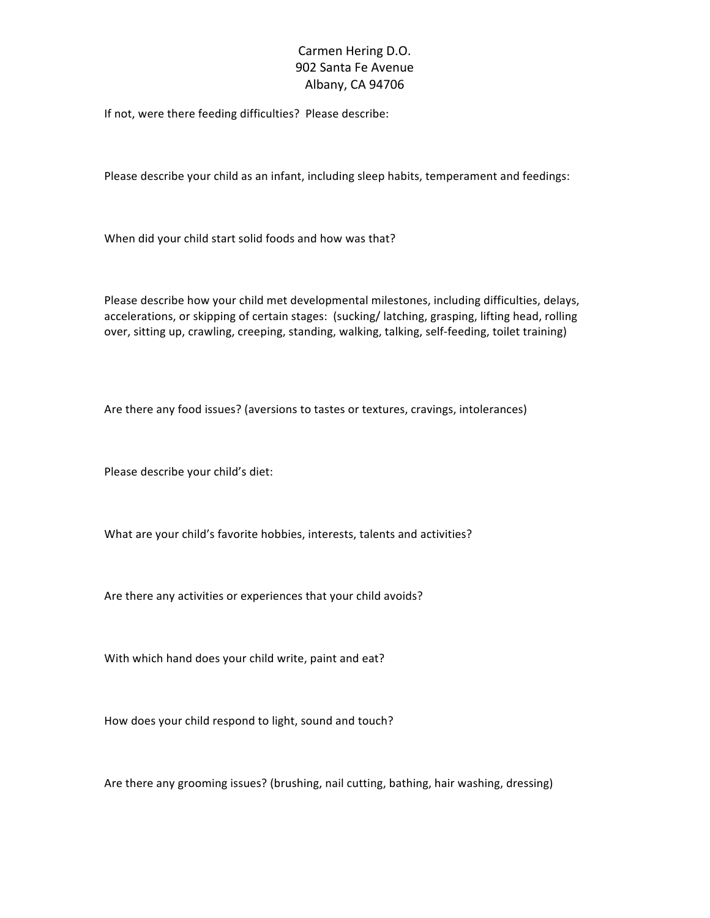Carmen Hering D.O.
902 Santa Fe Avenue
Albany, CA 94706

If not, were there feeding difficulties? Please describe:

Please describe your child as an infant, including sleep habits, temperament and feedings:

When did your child start solid foods and how was that?

Please describe how your child met developmental milestones, including difficulties, delays, accelerations, or skipping of certain stages: (sucking/ latching, grasping, lifting head, rolling over, sitting up, crawling, creeping, standing, walking, talking, self-feeding, toilet training)

Are there any food issues? (aversions to tastes or textures, cravings, intolerances)

Please describe your child's diet:

What are your child's favorite hobbies, interests, talents and activities?

Are there any activities or experiences that your child avoids?

With which hand does your child write, paint and eat?

How does your child respond to light, sound and touch?

Are there any grooming issues? (brushing, nail cutting, bathing, hair washing, dressing)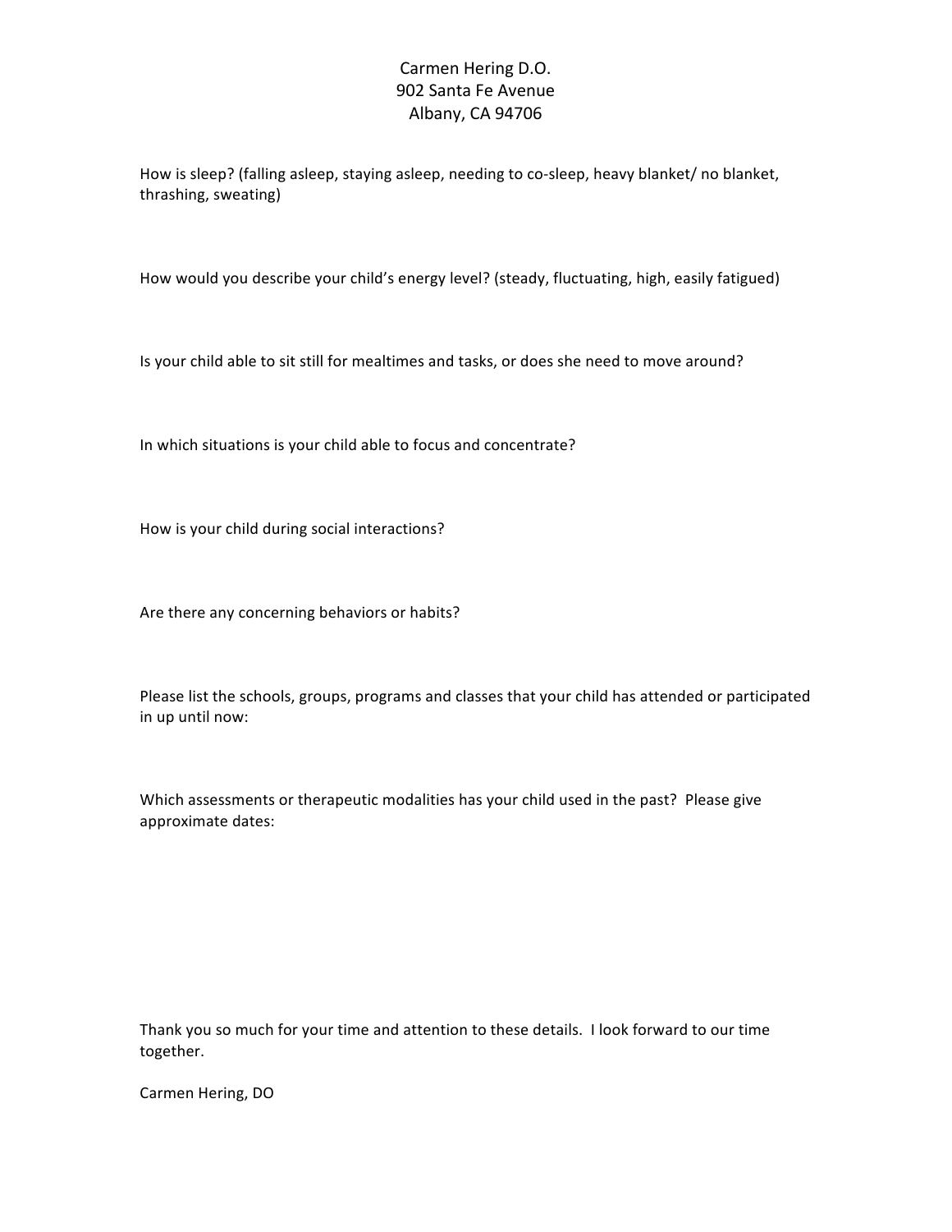Carmen Hering D.O.
902 Santa Fe Avenue
Albany, CA 94706

How is sleep? (falling asleep, staying asleep, needing to co-sleep, heavy blanket/ no blanket, thrashing, sweating)

How would you describe your child's energy level? (steady, fluctuating, high, easily fatigued)

Is your child able to sit still for mealtimes and tasks, or does she need to move around?

In which situations is your child able to focus and concentrate?

How is your child during social interactions?

Are there any concerning behaviors or habits?

Please list the schools, groups, programs and classes that your child has attended or participated in up until now:

Which assessments or therapeutic modalities has your child used in the past? Please give approximate dates:

Thank you so much for your time and attention to these details. I look forward to our time together.

Carmen Hering, DO